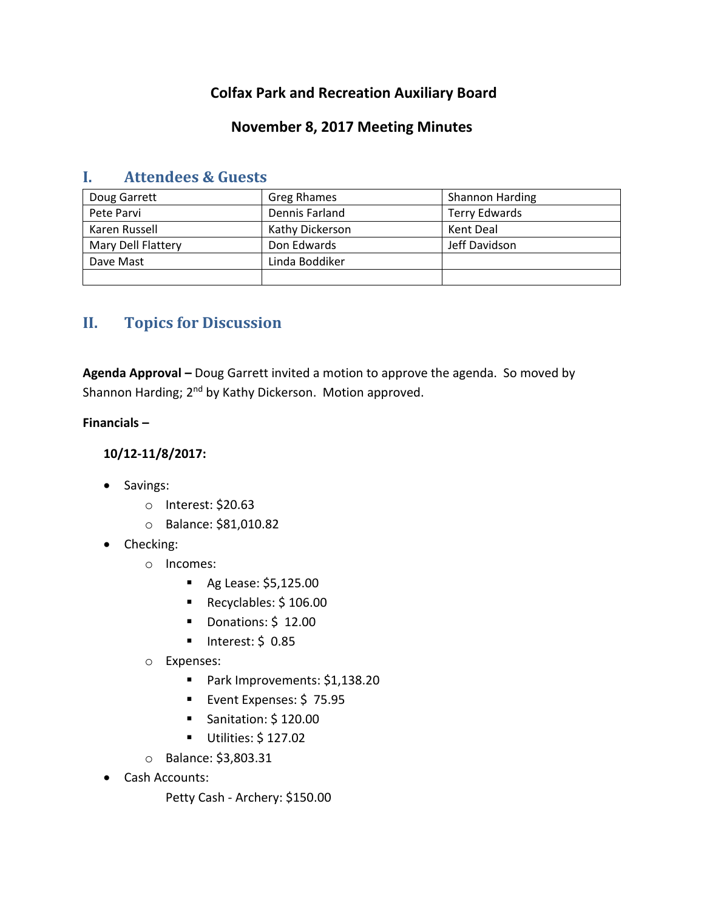# Colfax Park and Recreation Auxiliary Board

## November 8, 2017 Meeting Minutes

## I. Attendees & Guests

| | | |
|---|---|---|
| Doug Garrett | Greg Rhames | Shannon Harding |
| Pete Parvi | Dennis Farland | Terry Edwards |
| Karen Russell | Kathy Dickerson | Kent Deal |
| Mary Dell Flattery | Don Edwards | Jeff Davidson |
| Dave Mast | Linda Boddiker | |
| | | |

## II. Topics for Discussion

**Agenda Approval –** Doug Garrett invited a motion to approve the agenda. So moved by Shannon Harding; 2nd by Kathy Dickerson. Motion approved.

**Financials –**

**10/12-11/8/2017:**

- Savings:
  - Interest: $20.63
  - Balance: $81,010.82
- Checking:
  - Incomes:
    - Ag Lease: $5,125.00
    - Recyclables: $ 106.00
    - Donations: $ 12.00
    - Interest: $ 0.85
  - Expenses:
    - Park Improvements: $1,138.20
    - Event Expenses: $ 75.95
    - Sanitation: $ 120.00
    - Utilities: $ 127.02
  - Balance: $3,803.31
- Cash Accounts:

  Petty Cash - Archery: $150.00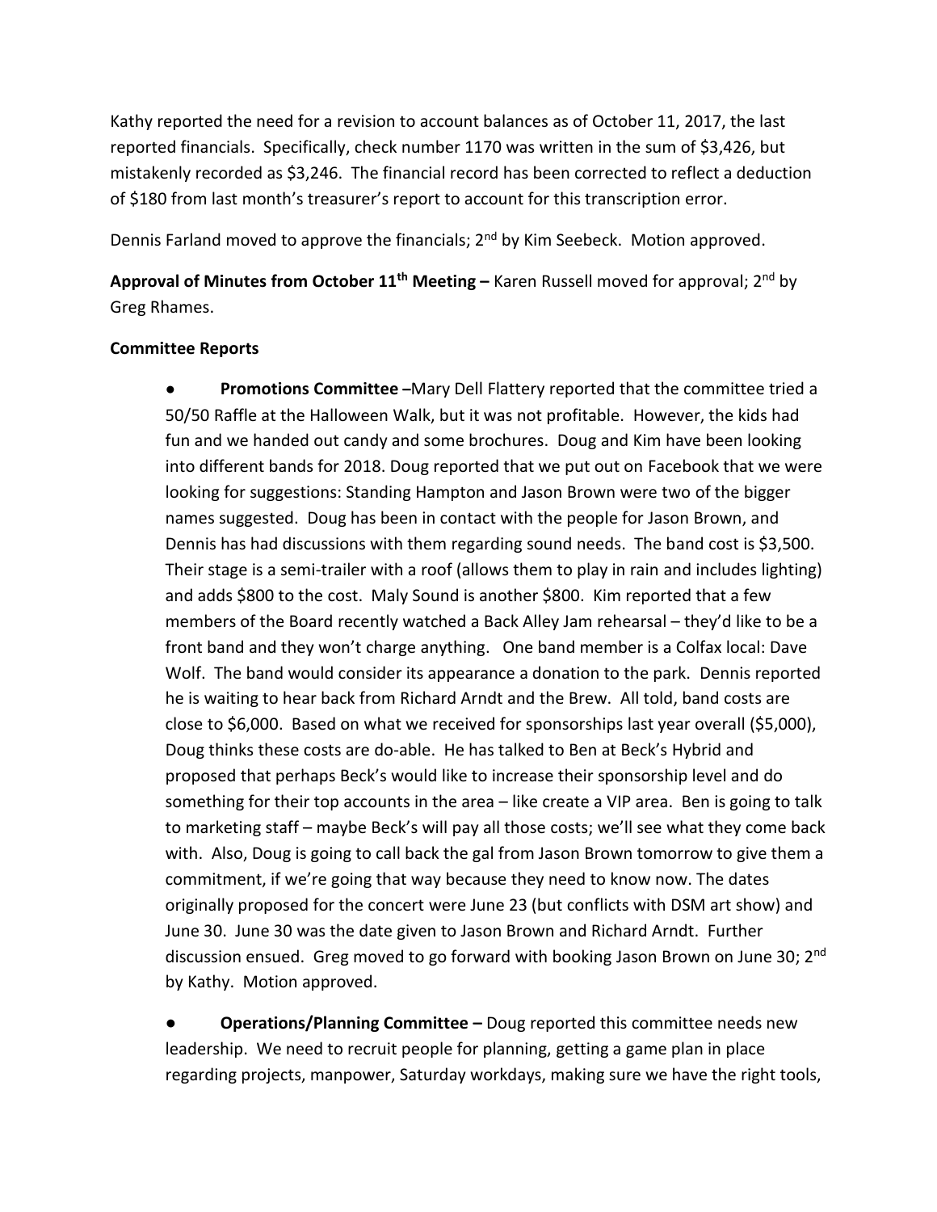Kathy reported the need for a revision to account balances as of October 11, 2017, the last reported financials. Specifically, check number 1170 was written in the sum of $3,426, but mistakenly recorded as $3,246. The financial record has been corrected to reflect a deduction of $180 from last month's treasurer's report to account for this transcription error.

Dennis Farland moved to approve the financials; 2nd by Kim Seebeck. Motion approved.

**Approval of Minutes from October 11th Meeting –** Karen Russell moved for approval; 2nd by Greg Rhames.

**Committee Reports**

- **Promotions Committee –**Mary Dell Flattery reported that the committee tried a 50/50 Raffle at the Halloween Walk, but it was not profitable. However, the kids had fun and we handed out candy and some brochures. Doug and Kim have been looking into different bands for 2018. Doug reported that we put out on Facebook that we were looking for suggestions: Standing Hampton and Jason Brown were two of the bigger names suggested. Doug has been in contact with the people for Jason Brown, and Dennis has had discussions with them regarding sound needs. The band cost is $3,500. Their stage is a semi-trailer with a roof (allows them to play in rain and includes lighting) and adds $800 to the cost. Maly Sound is another $800. Kim reported that a few members of the Board recently watched a Back Alley Jam rehearsal – they'd like to be a front band and they won't charge anything. One band member is a Colfax local: Dave Wolf. The band would consider its appearance a donation to the park. Dennis reported he is waiting to hear back from Richard Arndt and the Brew. All told, band costs are close to $6,000. Based on what we received for sponsorships last year overall ($5,000), Doug thinks these costs are do-able. He has talked to Ben at Beck's Hybrid and proposed that perhaps Beck's would like to increase their sponsorship level and do something for their top accounts in the area – like create a VIP area. Ben is going to talk to marketing staff – maybe Beck's will pay all those costs; we'll see what they come back with. Also, Doug is going to call back the gal from Jason Brown tomorrow to give them a commitment, if we're going that way because they need to know now. The dates originally proposed for the concert were June 23 (but conflicts with DSM art show) and June 30. June 30 was the date given to Jason Brown and Richard Arndt. Further discussion ensued. Greg moved to go forward with booking Jason Brown on June 30; 2nd by Kathy. Motion approved.

- **Operations/Planning Committee –** Doug reported this committee needs new leadership. We need to recruit people for planning, getting a game plan in place regarding projects, manpower, Saturday workdays, making sure we have the right tools,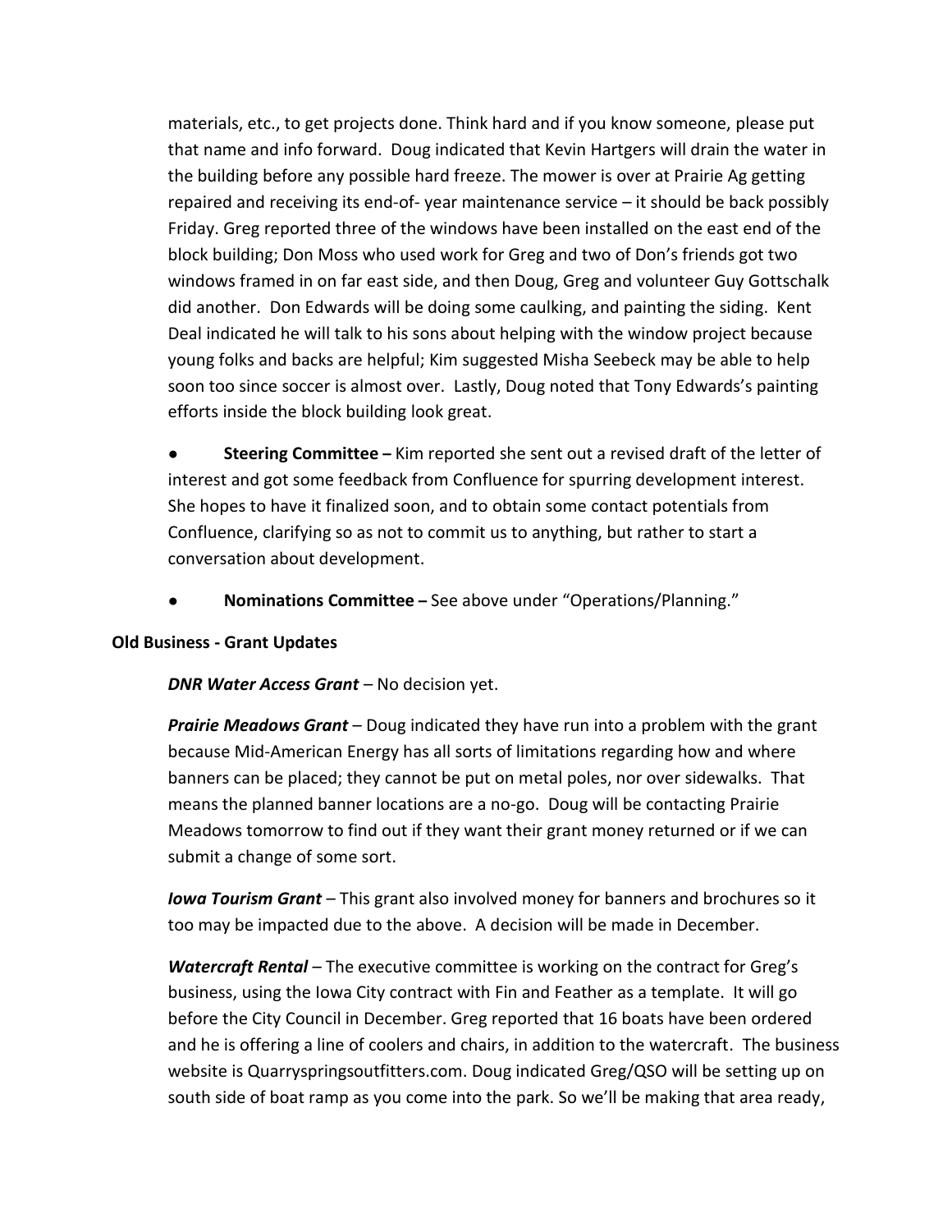materials, etc., to get projects done. Think hard and if you know someone, please put that name and info forward. Doug indicated that Kevin Hartgers will drain the water in the building before any possible hard freeze. The mower is over at Prairie Ag getting repaired and receiving its end-of- year maintenance service – it should be back possibly Friday. Greg reported three of the windows have been installed on the east end of the block building; Don Moss who used work for Greg and two of Don's friends got two windows framed in on far east side, and then Doug, Greg and volunteer Guy Gottschalk did another. Don Edwards will be doing some caulking, and painting the siding. Kent Deal indicated he will talk to his sons about helping with the window project because young folks and backs are helpful; Kim suggested Misha Seebeck may be able to help soon too since soccer is almost over. Lastly, Doug noted that Tony Edwards's painting efforts inside the block building look great.

- **Steering Committee –** Kim reported she sent out a revised draft of the letter of interest and got some feedback from Confluence for spurring development interest. She hopes to have it finalized soon, and to obtain some contact potentials from Confluence, clarifying so as not to commit us to anything, but rather to start a conversation about development.

- **Nominations Committee –** See above under "Operations/Planning."

**Old Business - Grant Updates**

***DNR Water Access Grant*** – No decision yet.

***Prairie Meadows Grant*** – Doug indicated they have run into a problem with the grant because Mid-American Energy has all sorts of limitations regarding how and where banners can be placed; they cannot be put on metal poles, nor over sidewalks. That means the planned banner locations are a no-go. Doug will be contacting Prairie Meadows tomorrow to find out if they want their grant money returned or if we can submit a change of some sort.

***Iowa Tourism Grant*** – This grant also involved money for banners and brochures so it too may be impacted due to the above. A decision will be made in December.

***Watercraft Rental*** – The executive committee is working on the contract for Greg's business, using the Iowa City contract with Fin and Feather as a template. It will go before the City Council in December. Greg reported that 16 boats have been ordered and he is offering a line of coolers and chairs, in addition to the watercraft. The business website is Quarryspringsoutfitters.com. Doug indicated Greg/QSO will be setting up on south side of boat ramp as you come into the park. So we'll be making that area ready,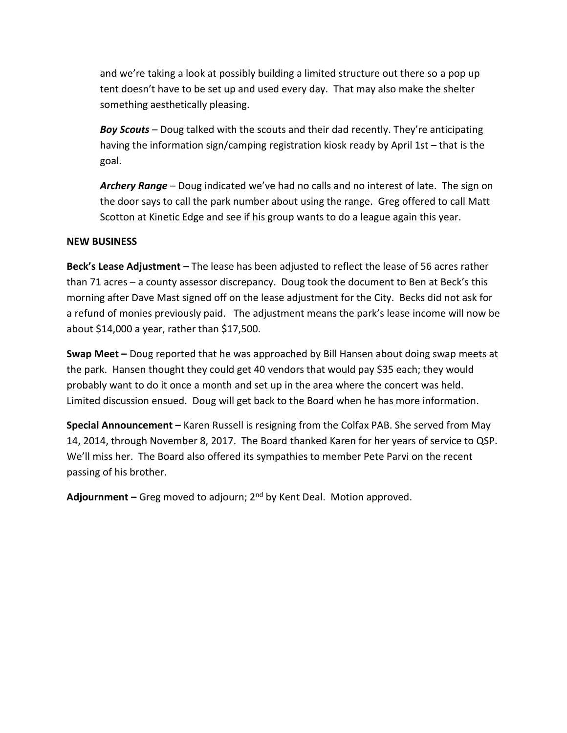and we're taking a look at possibly building a limited structure out there so a pop up tent doesn't have to be set up and used every day. That may also make the shelter something aesthetically pleasing.

***Boy Scouts*** – Doug talked with the scouts and their dad recently. They're anticipating having the information sign/camping registration kiosk ready by April 1st – that is the goal.

***Archery Range*** – Doug indicated we've had no calls and no interest of late. The sign on the door says to call the park number about using the range. Greg offered to call Matt Scotton at Kinetic Edge and see if his group wants to do a league again this year.

**NEW BUSINESS**

**Beck's Lease Adjustment –** The lease has been adjusted to reflect the lease of 56 acres rather than 71 acres – a county assessor discrepancy. Doug took the document to Ben at Beck's this morning after Dave Mast signed off on the lease adjustment for the City. Becks did not ask for a refund of monies previously paid. The adjustment means the park's lease income will now be about $14,000 a year, rather than $17,500.

**Swap Meet –** Doug reported that he was approached by Bill Hansen about doing swap meets at the park. Hansen thought they could get 40 vendors that would pay $35 each; they would probably want to do it once a month and set up in the area where the concert was held. Limited discussion ensued. Doug will get back to the Board when he has more information.

**Special Announcement –** Karen Russell is resigning from the Colfax PAB. She served from May 14, 2014, through November 8, 2017. The Board thanked Karen for her years of service to QSP. We'll miss her. The Board also offered its sympathies to member Pete Parvi on the recent passing of his brother.

**Adjournment –** Greg moved to adjourn; 2nd by Kent Deal. Motion approved.